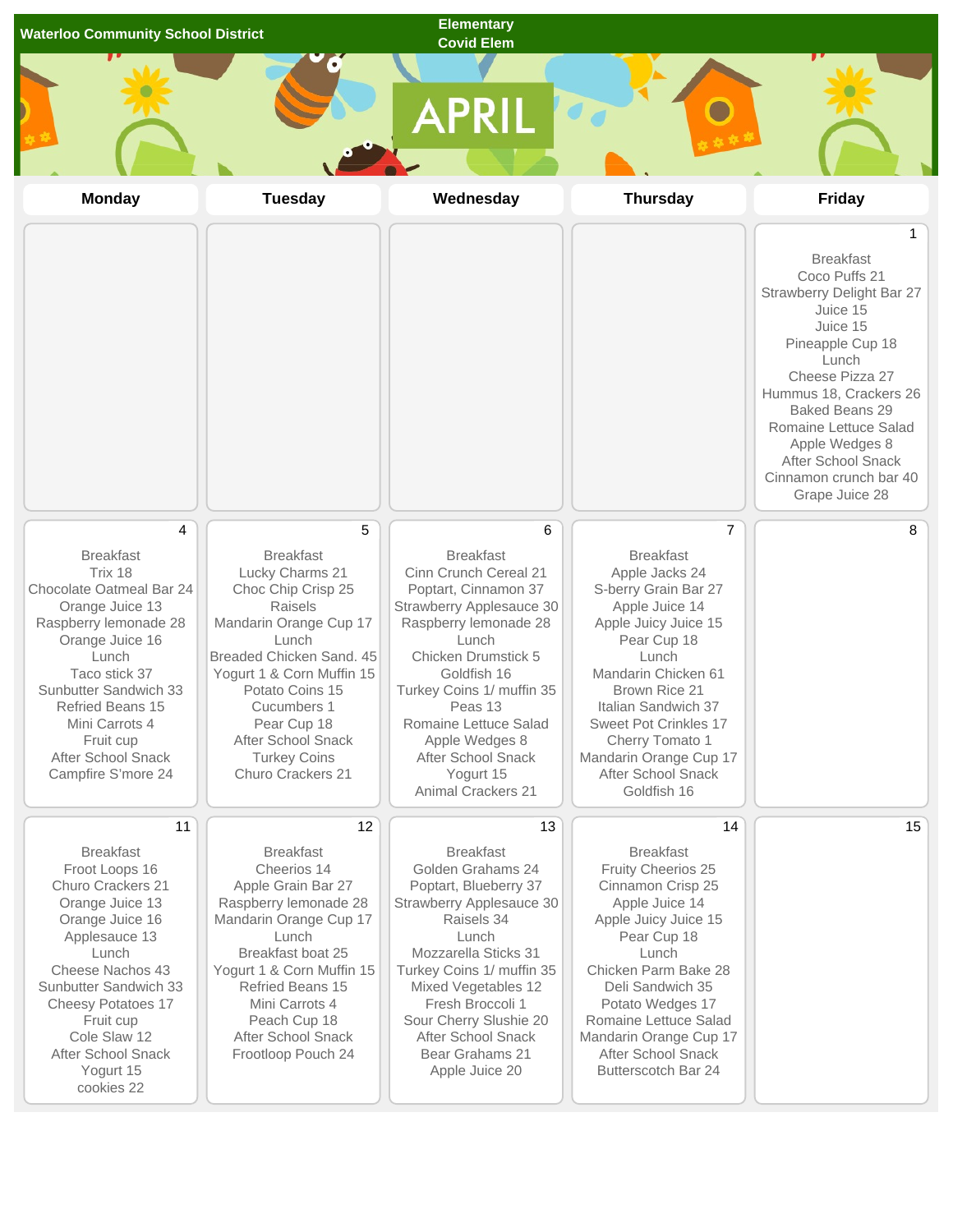Waterloo Community School District

Elementary
Covid Elem

# APRIL

| Monday | Tuesday | Wednesday | Thursday | Friday |
|---|---|---|---|---|
| | | | | 1<br>Breakfast<br>Coco Puffs 21<br>Strawberry Delight Bar 27<br>Juice 15<br>Juice 15<br>Pineapple Cup 18<br>Lunch<br>Cheese Pizza 27<br>Hummus 18, Crackers 26<br>Baked Beans 29<br>Romaine Lettuce Salad<br>Apple Wedges 8<br>After School Snack<br>Cinnamon crunch bar 40<br>Grape Juice 28 |
| 4<br>Breakfast<br>Trix 18<br>Chocolate Oatmeal Bar 24<br>Orange Juice 13<br>Raspberry lemonade 28<br>Orange Juice 16<br>Lunch<br>Taco stick 37<br>Sunbutter Sandwich 33<br>Refried Beans 15<br>Mini Carrots 4<br>Fruit cup<br>After School Snack<br>Campfire S'more 24 | 5<br>Breakfast<br>Lucky Charms 21<br>Choc Chip Crisp 25<br>Raisels<br>Mandarin Orange Cup 17<br>Lunch<br>Breaded Chicken Sand. 45<br>Yogurt 1 & Corn Muffin 15<br>Potato Coins 15<br>Cucumbers 1<br>Pear Cup 18<br>After School Snack<br>Turkey Coins<br>Churo Crackers 21 | 6<br>Breakfast<br>Cinn Crunch Cereal 21<br>Poptart, Cinnamon 37<br>Strawberry Applesauce 30<br>Raspberry lemonade 28<br>Lunch<br>Chicken Drumstick 5<br>Goldfish 16<br>Turkey Coins 1/ muffin 35<br>Peas 13<br>Romaine Lettuce Salad<br>Apple Wedges 8<br>After School Snack<br>Yogurt 15<br>Animal Crackers 21 | 7<br>Breakfast<br>Apple Jacks 24<br>S-berry Grain Bar 27<br>Apple Juice 14<br>Apple Juicy Juice 15<br>Pear Cup 18<br>Lunch<br>Mandarin Chicken 61<br>Brown Rice 21<br>Italian Sandwich 37<br>Sweet Pot Crinkles 17<br>Cherry Tomato 1<br>Mandarin Orange Cup 17<br>After School Snack<br>Goldfish 16 | 8 |
| 11<br>Breakfast<br>Froot Loops 16<br>Churo Crackers 21<br>Orange Juice 13<br>Orange Juice 16<br>Applesauce 13<br>Lunch<br>Cheese Nachos 43<br>Sunbutter Sandwich 33<br>Cheesy Potatoes 17<br>Fruit cup<br>Cole Slaw 12<br>After School Snack<br>Yogurt 15<br>cookies 22 | 12<br>Breakfast<br>Cheerios 14<br>Apple Grain Bar 27<br>Raspberry lemonade 28<br>Mandarin Orange Cup 17<br>Lunch<br>Breakfast boat 25<br>Yogurt 1 & Corn Muffin 15<br>Refried Beans 15<br>Mini Carrots 4<br>Peach Cup 18<br>After School Snack<br>Frootloop Pouch 24 | 13<br>Breakfast<br>Golden Grahams 24<br>Poptart, Blueberry 37<br>Strawberry Applesauce 30<br>Raisels 34<br>Lunch<br>Mozzarella Sticks 31<br>Turkey Coins 1/ muffin 35<br>Mixed Vegetables 12<br>Fresh Broccoli 1<br>Sour Cherry Slushie 20<br>After School Snack<br>Bear Grahams 21<br>Apple Juice 20 | 14<br>Breakfast<br>Fruity Cheerios 25<br>Cinnamon Crisp 25<br>Apple Juice 14<br>Apple Juicy Juice 15<br>Pear Cup 18<br>Lunch<br>Chicken Parm Bake 28<br>Deli Sandwich 35<br>Potato Wedges 17<br>Romaine Lettuce Salad<br>Mandarin Orange Cup 17<br>After School Snack<br>Butterscotch Bar 24 | 15 |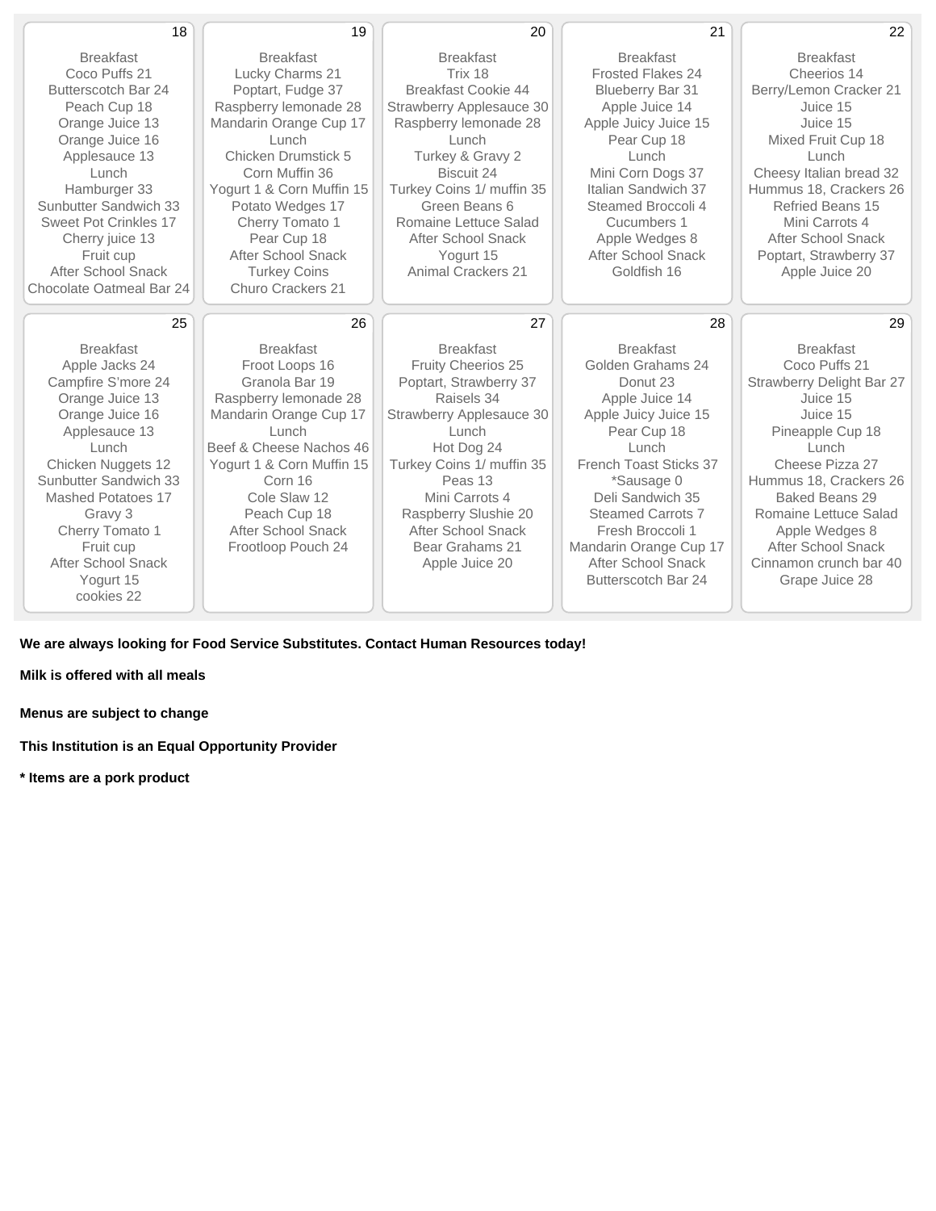| 18 | 19 | 20 | 21 | 22 |
| --- | --- | --- | --- | --- |
| Breakfast<br>Coco Puffs 21<br>Butterscotch Bar 24<br>Peach Cup 18<br>Orange Juice 13<br>Orange Juice 16<br>Applesauce 13<br>Lunch<br>Hamburger 33<br>Sunbutter Sandwich 33<br>Sweet Pot Crinkles 17<br>Cherry juice 13<br>Fruit cup<br>After School Snack<br>Chocolate Oatmeal Bar 24 | Breakfast<br>Lucky Charms 21<br>Poptart, Fudge 37<br>Raspberry lemonade 28<br>Mandarin Orange Cup 17<br>Lunch<br>Chicken Drumstick 5<br>Corn Muffin 36<br>Yogurt 1 & Corn Muffin 15<br>Potato Wedges 17<br>Cherry Tomato 1<br>Pear Cup 18<br>After School Snack<br>Turkey Coins<br>Churo Crackers 21 | Breakfast<br>Trix 18<br>Breakfast Cookie 44<br>Strawberry Applesauce 30<br>Raspberry lemonade 28<br>Lunch<br>Turkey & Gravy 2<br>Biscuit 24<br>Turkey Coins 1/ muffin 35<br>Green Beans 6<br>Romaine Lettuce Salad<br>After School Snack<br>Yogurt 15<br>Animal Crackers 21 | Breakfast<br>Frosted Flakes 24<br>Blueberry Bar 31<br>Apple Juice 14<br>Apple Juicy Juice 15<br>Pear Cup 18<br>Lunch<br>Mini Corn Dogs 37<br>Italian Sandwich 37<br>Steamed Broccoli 4<br>Cucumbers 1<br>Apple Wedges 8<br>After School Snack<br>Goldfish 16 | Breakfast<br>Cheerios 14<br>Berry/Lemon Cracker 21<br>Juice 15<br>Juice 15<br>Mixed Fruit Cup 18<br>Lunch<br>Cheesy Italian bread 32<br>Hummus 18, Crackers 26<br>Refried Beans 15<br>Mini Carrots 4<br>After School Snack<br>Poptart, Strawberry 37<br>Apple Juice 20 |
| **25** | **26** | **27** | **28** | **29** |
| Breakfast<br>Apple Jacks 24<br>Campfire S'more 24<br>Orange Juice 13<br>Orange Juice 16<br>Applesauce 13<br>Lunch<br>Chicken Nuggets 12<br>Sunbutter Sandwich 33<br>Mashed Potatoes 17<br>Gravy 3<br>Cherry Tomato 1<br>Fruit cup<br>After School Snack<br>Yogurt 15<br>cookies 22 | Breakfast<br>Froot Loops 16<br>Granola Bar 19<br>Raspberry lemonade 28<br>Mandarin Orange Cup 17<br>Lunch<br>Beef & Cheese Nachos 46<br>Yogurt 1 & Corn Muffin 15<br>Corn 16<br>Cole Slaw 12<br>Peach Cup 18<br>After School Snack<br>Frootloop Pouch 24 | Breakfast<br>Fruity Cheerios 25<br>Poptart, Strawberry 37<br>Raisels 34<br>Strawberry Applesauce 30<br>Lunch<br>Hot Dog 24<br>Turkey Coins 1/ muffin 35<br>Peas 13<br>Mini Carrots 4<br>Raspberry Slushie 20<br>After School Snack<br>Bear Grahams 21<br>Apple Juice 20 | Breakfast<br>Golden Grahams 24<br>Donut 23<br>Apple Juice 14<br>Apple Juicy Juice 15<br>Pear Cup 18<br>Lunch<br>French Toast Sticks 37<br>*Sausage 0<br>Deli Sandwich 35<br>Steamed Carrots 7<br>Fresh Broccoli 1<br>Mandarin Orange Cup 17<br>After School Snack<br>Butterscotch Bar 24 | Breakfast<br>Coco Puffs 21<br>Strawberry Delight Bar 27<br>Juice 15<br>Juice 15<br>Pineapple Cup 18<br>Lunch<br>Cheese Pizza 27<br>Hummus 18, Crackers 26<br>Baked Beans 29<br>Romaine Lettuce Salad<br>Apple Wedges 8<br>After School Snack<br>Cinnamon crunch bar 40<br>Grape Juice 28 |

**We are always looking for Food Service Substitutes. Contact Human Resources today!**

**Milk is offered with all meals**

**Menus are subject to change**

**This Institution is an Equal Opportunity Provider**

**\* Items are a pork product**